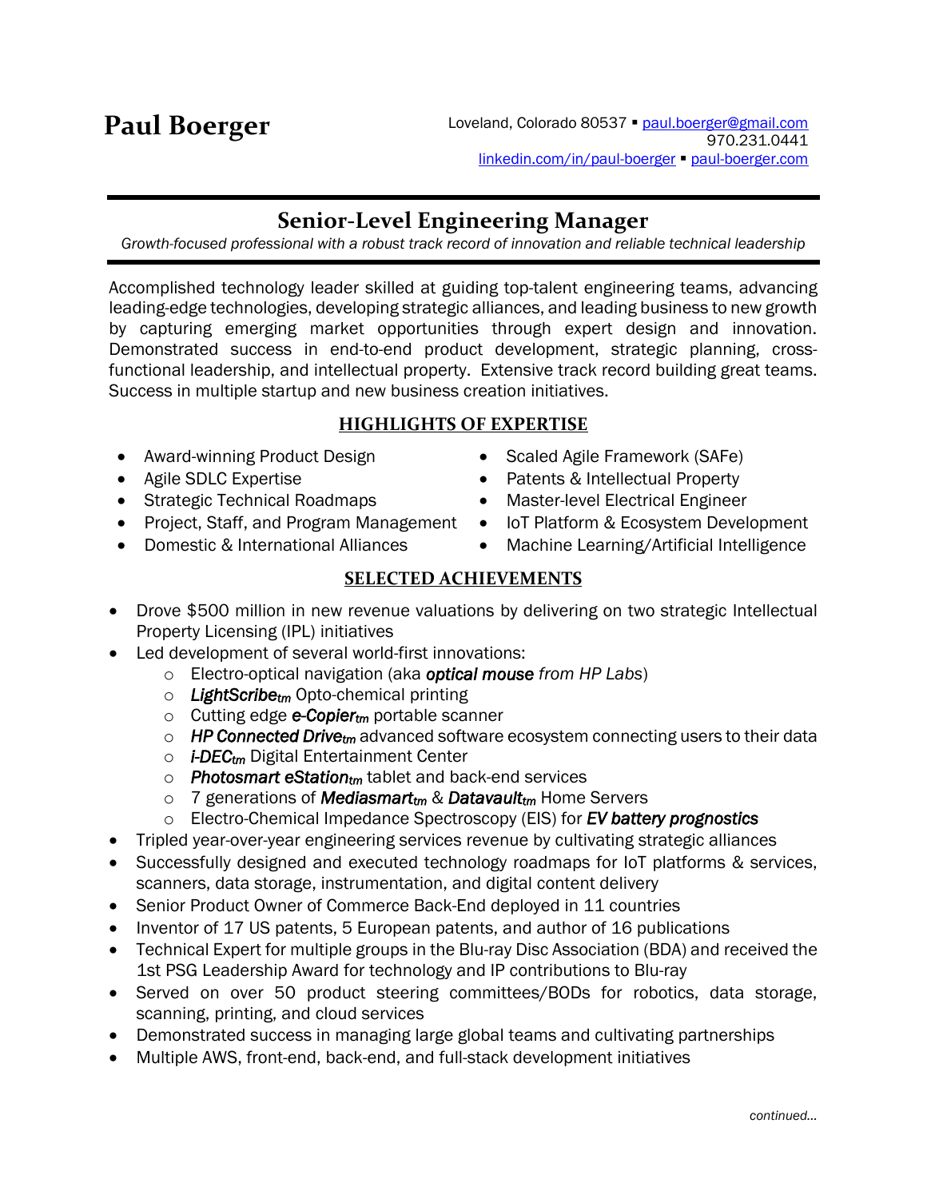# Paul Boerger

Loveland, Colorado 80537 ▪ paul.boerger@gmail.com
970.231.0441
linkedin.com/in/paul-boerger ▪ paul-boerger.com

## Senior-Level Engineering Manager

*Growth-focused professional with a robust track record of innovation and reliable technical leadership*

Accomplished technology leader skilled at guiding top-talent engineering teams, advancing leading-edge technologies, developing strategic alliances, and leading business to new growth by capturing emerging market opportunities through expert design and innovation. Demonstrated success in end-to-end product development, strategic planning, cross-functional leadership, and intellectual property. Extensive track record building great teams. Success in multiple startup and new business creation initiatives.

### HIGHLIGHTS OF EXPERTISE

- Award-winning Product Design
- Agile SDLC Expertise
- Strategic Technical Roadmaps
- Project, Staff, and Program Management
- Domestic & International Alliances
- Scaled Agile Framework (SAFe)
- Patents & Intellectual Property
- Master-level Electrical Engineer
- IoT Platform & Ecosystem Development
- Machine Learning/Artificial Intelligence

### SELECTED ACHIEVEMENTS

- Drove $500 million in new revenue valuations by delivering on two strategic Intellectual Property Licensing (IPL) initiatives
- Led development of several world-first innovations:
  - Electro-optical navigation (aka ***optical mouse*** *from HP Labs*)
  - ***LightScribe****tm* Opto-chemical printing
  - Cutting edge ***e-Copier****tm* portable scanner
  - ***HP Connected Drive****tm* advanced software ecosystem connecting users to their data
  - ***i-DEC****tm* Digital Entertainment Center
  - ***Photosmart eStation****tm* tablet and back-end services
  - 7 generations of ***Mediasmart****tm* & ***Datavault****tm* Home Servers
  - Electro-Chemical Impedance Spectroscopy (EIS) for ***EV battery prognostics***
- Tripled year-over-year engineering services revenue by cultivating strategic alliances
- Successfully designed and executed technology roadmaps for IoT platforms & services, scanners, data storage, instrumentation, and digital content delivery
- Senior Product Owner of Commerce Back-End deployed in 11 countries
- Inventor of 17 US patents, 5 European patents, and author of 16 publications
- Technical Expert for multiple groups in the Blu-ray Disc Association (BDA) and received the 1st PSG Leadership Award for technology and IP contributions to Blu-ray
- Served on over 50 product steering committees/BODs for robotics, data storage, scanning, printing, and cloud services
- Demonstrated success in managing large global teams and cultivating partnerships
- Multiple AWS, front-end, back-end, and full-stack development initiatives

*continued…*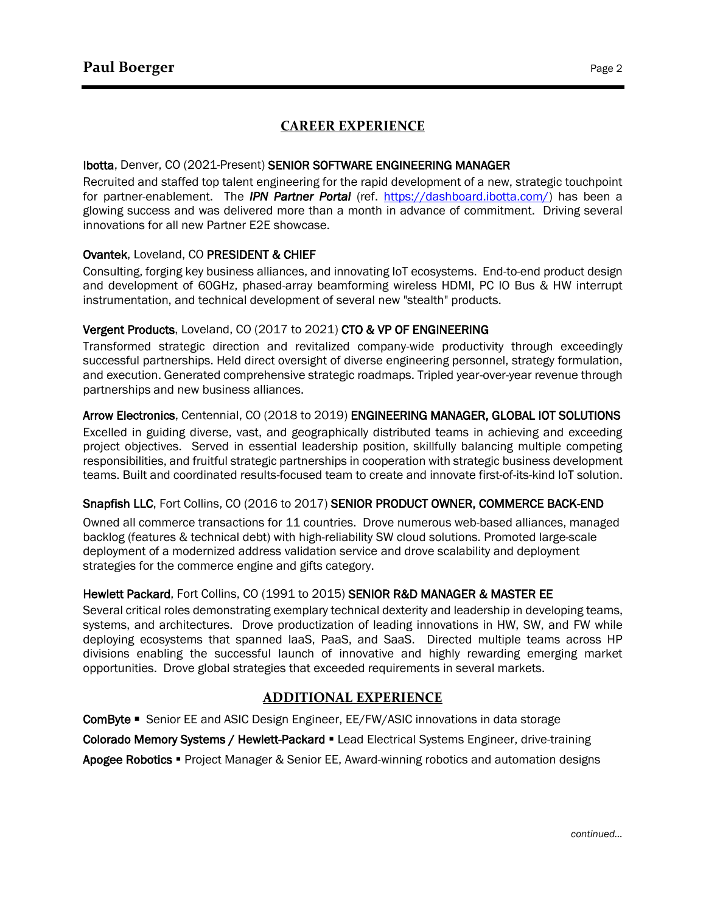## CAREER EXPERIENCE

**Ibotta**, Denver, CO (2021-Present) **SENIOR SOFTWARE ENGINEERING MANAGER**

Recruited and staffed top talent engineering for the rapid development of a new, strategic touchpoint for partner-enablement. The ***IPN Partner Portal*** (ref. https://dashboard.ibotta.com/) has been a glowing success and was delivered more than a month in advance of commitment. Driving several innovations for all new Partner E2E showcase.

**Ovantek**, Loveland, CO **PRESIDENT & CHIEF**

Consulting, forging key business alliances, and innovating IoT ecosystems. End-to-end product design and development of 60GHz, phased-array beamforming wireless HDMI, PC IO Bus & HW interrupt instrumentation, and technical development of several new "stealth" products.

**Vergent Products**, Loveland, CO (2017 to 2021) **CTO & VP OF ENGINEERING**

Transformed strategic direction and revitalized company-wide productivity through exceedingly successful partnerships. Held direct oversight of diverse engineering personnel, strategy formulation, and execution. Generated comprehensive strategic roadmaps. Tripled year-over-year revenue through partnerships and new business alliances.

**Arrow Electronics**, Centennial, CO (2018 to 2019) **ENGINEERING MANAGER, GLOBAL IOT SOLUTIONS**

Excelled in guiding diverse, vast, and geographically distributed teams in achieving and exceeding project objectives. Served in essential leadership position, skillfully balancing multiple competing responsibilities, and fruitful strategic partnerships in cooperation with strategic business development teams. Built and coordinated results-focused team to create and innovate first-of-its-kind IoT solution.

**Snapfish LLC**, Fort Collins, CO (2016 to 2017) **SENIOR PRODUCT OWNER, COMMERCE BACK-END**

Owned all commerce transactions for 11 countries. Drove numerous web-based alliances, managed backlog (features & technical debt) with high-reliability SW cloud solutions. Promoted large-scale deployment of a modernized address validation service and drove scalability and deployment strategies for the commerce engine and gifts category.

**Hewlett Packard**, Fort Collins, CO (1991 to 2015) **SENIOR R&D MANAGER & MASTER EE**

Several critical roles demonstrating exemplary technical dexterity and leadership in developing teams, systems, and architectures. Drove productization of leading innovations in HW, SW, and FW while deploying ecosystems that spanned IaaS, PaaS, and SaaS. Directed multiple teams across HP divisions enabling the successful launch of innovative and highly rewarding emerging market opportunities. Drove global strategies that exceeded requirements in several markets.

## ADDITIONAL EXPERIENCE

**ComByte** ▪ Senior EE and ASIC Design Engineer, EE/FW/ASIC innovations in data storage

**Colorado Memory Systems / Hewlett-Packard** ▪ Lead Electrical Systems Engineer, drive-training

**Apogee Robotics** ▪ Project Manager & Senior EE, Award-winning robotics and automation designs

*continued…*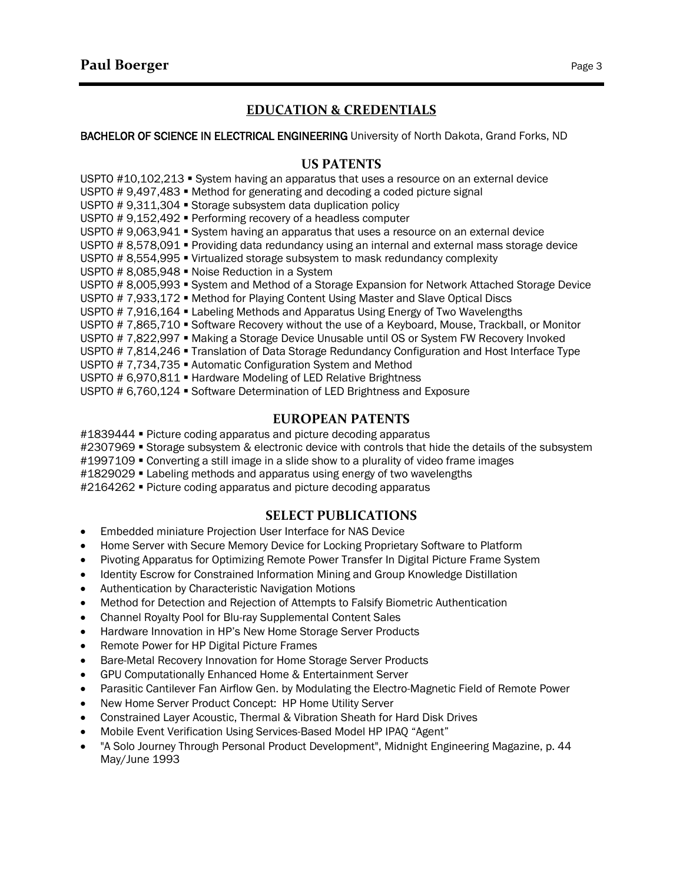## EDUCATION & CREDENTIALS

**BACHELOR OF SCIENCE IN ELECTRICAL ENGINEERING** University of North Dakota, Grand Forks, ND

## US PATENTS

USPTO #10,102,213 ▪ System having an apparatus that uses a resource on an external device
USPTO # 9,497,483 ▪ Method for generating and decoding a coded picture signal
USPTO # 9,311,304 ▪ Storage subsystem data duplication policy
USPTO # 9,152,492 ▪ Performing recovery of a headless computer
USPTO # 9,063,941 ▪ System having an apparatus that uses a resource on an external device
USPTO # 8,578,091 ▪ Providing data redundancy using an internal and external mass storage device
USPTO # 8,554,995 ▪ Virtualized storage subsystem to mask redundancy complexity
USPTO # 8,085,948 ▪ Noise Reduction in a System
USPTO # 8,005,993 ▪ System and Method of a Storage Expansion for Network Attached Storage Device
USPTO # 7,933,172 ▪ Method for Playing Content Using Master and Slave Optical Discs
USPTO # 7,916,164 ▪ Labeling Methods and Apparatus Using Energy of Two Wavelengths
USPTO # 7,865,710 ▪ Software Recovery without the use of a Keyboard, Mouse, Trackball, or Monitor
USPTO # 7,822,997 ▪ Making a Storage Device Unusable until OS or System FW Recovery Invoked
USPTO # 7,814,246 ▪ Translation of Data Storage Redundancy Configuration and Host Interface Type
USPTO # 7,734,735 ▪ Automatic Configuration System and Method
USPTO # 6,970,811 ▪ Hardware Modeling of LED Relative Brightness
USPTO # 6,760,124 ▪ Software Determination of LED Brightness and Exposure

## EUROPEAN PATENTS

#1839444 ▪ Picture coding apparatus and picture decoding apparatus
#2307969 ▪ Storage subsystem & electronic device with controls that hide the details of the subsystem
#1997109 ▪ Converting a still image in a slide show to a plurality of video frame images
#1829029 ▪ Labeling methods and apparatus using energy of two wavelengths
#2164262 ▪ Picture coding apparatus and picture decoding apparatus

## SELECT PUBLICATIONS

- Embedded miniature Projection User Interface for NAS Device
- Home Server with Secure Memory Device for Locking Proprietary Software to Platform
- Pivoting Apparatus for Optimizing Remote Power Transfer In Digital Picture Frame System
- Identity Escrow for Constrained Information Mining and Group Knowledge Distillation
- Authentication by Characteristic Navigation Motions
- Method for Detection and Rejection of Attempts to Falsify Biometric Authentication
- Channel Royalty Pool for Blu-ray Supplemental Content Sales
- Hardware Innovation in HP's New Home Storage Server Products
- Remote Power for HP Digital Picture Frames
- Bare-Metal Recovery Innovation for Home Storage Server Products
- GPU Computationally Enhanced Home & Entertainment Server
- Parasitic Cantilever Fan Airflow Gen. by Modulating the Electro-Magnetic Field of Remote Power
- New Home Server Product Concept: HP Home Utility Server
- Constrained Layer Acoustic, Thermal & Vibration Sheath for Hard Disk Drives
- Mobile Event Verification Using Services-Based Model HP IPAQ "Agent"
- "A Solo Journey Through Personal Product Development", Midnight Engineering Magazine, p. 44 May/June 1993